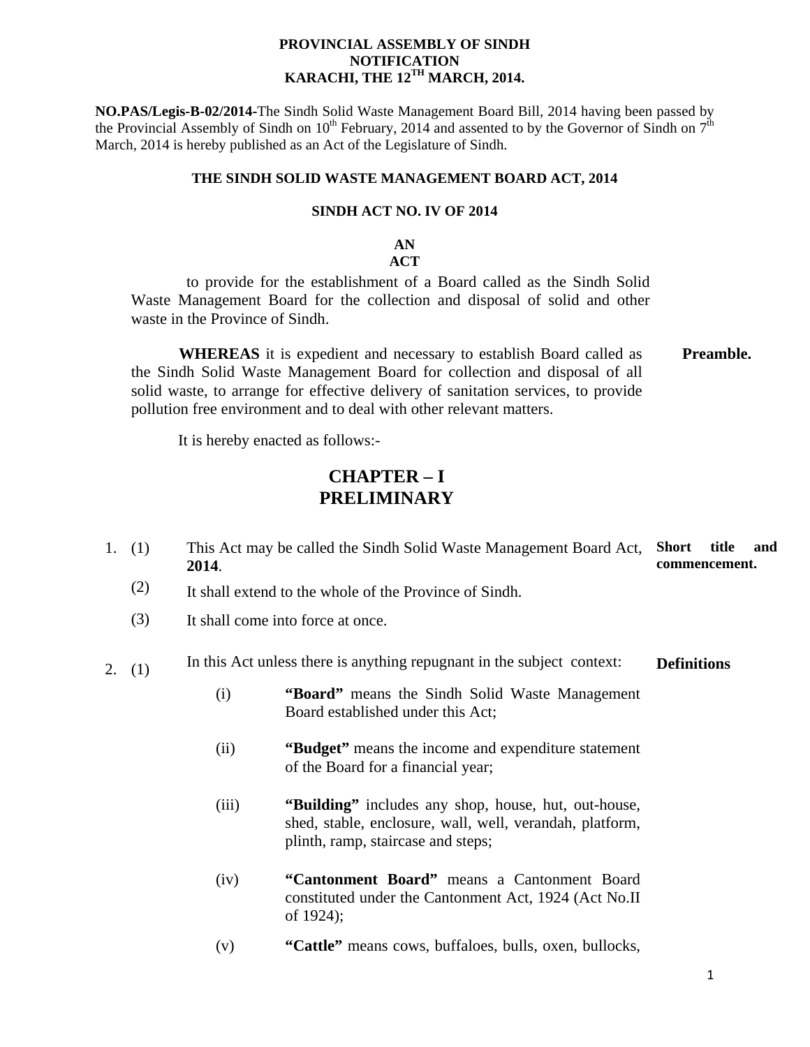**PROVINCIAL ASSEMBLY OF SINDH**
**NOTIFICATION**
**KARACHI, THE 12TH MARCH, 2014.**

**NO.PAS/Legis-B-02/2014-**The Sindh Solid Waste Management Board Bill, 2014 having been passed by the Provincial Assembly of Sindh on 10th February, 2014 and assented to by the Governor of Sindh on 7th March, 2014 is hereby published as an Act of the Legislature of Sindh.

**THE SINDH SOLID WASTE MANAGEMENT BOARD ACT, 2014**

**SINDH ACT NO. IV OF 2014**

**AN ACT**

to provide for the establishment of a Board called as the Sindh Solid Waste Management Board for the collection and disposal of solid and other waste in the Province of Sindh.

**Preamble.** **WHEREAS** it is expedient and necessary to establish Board called as the Sindh Solid Waste Management Board for collection and disposal of all solid waste, to arrange for effective delivery of sanitation services, to provide pollution free environment and to deal with other relevant matters.

It is hereby enacted as follows:-

## CHAPTER – I
## PRELIMINARY

**Short title and commencement.**

1. (1) This Act may be called the Sindh Solid Waste Management Board Act, **2014**.

   (2) It shall extend to the whole of the Province of Sindh.

   (3) It shall come into force at once.

**Definitions**

2. (1) In this Act unless there is anything repugnant in the subject context:

   (i) **"Board"** means the Sindh Solid Waste Management Board established under this Act;

   (ii) **"Budget"** means the income and expenditure statement of the Board for a financial year;

   (iii) **"Building"** includes any shop, house, hut, out-house, shed, stable, enclosure, wall, well, verandah, platform, plinth, ramp, staircase and steps;

   (iv) **"Cantonment Board"** means a Cantonment Board constituted under the Cantonment Act, 1924 (Act No.II of 1924);

   (v) **"Cattle"** means cows, buffaloes, bulls, oxen, bullocks,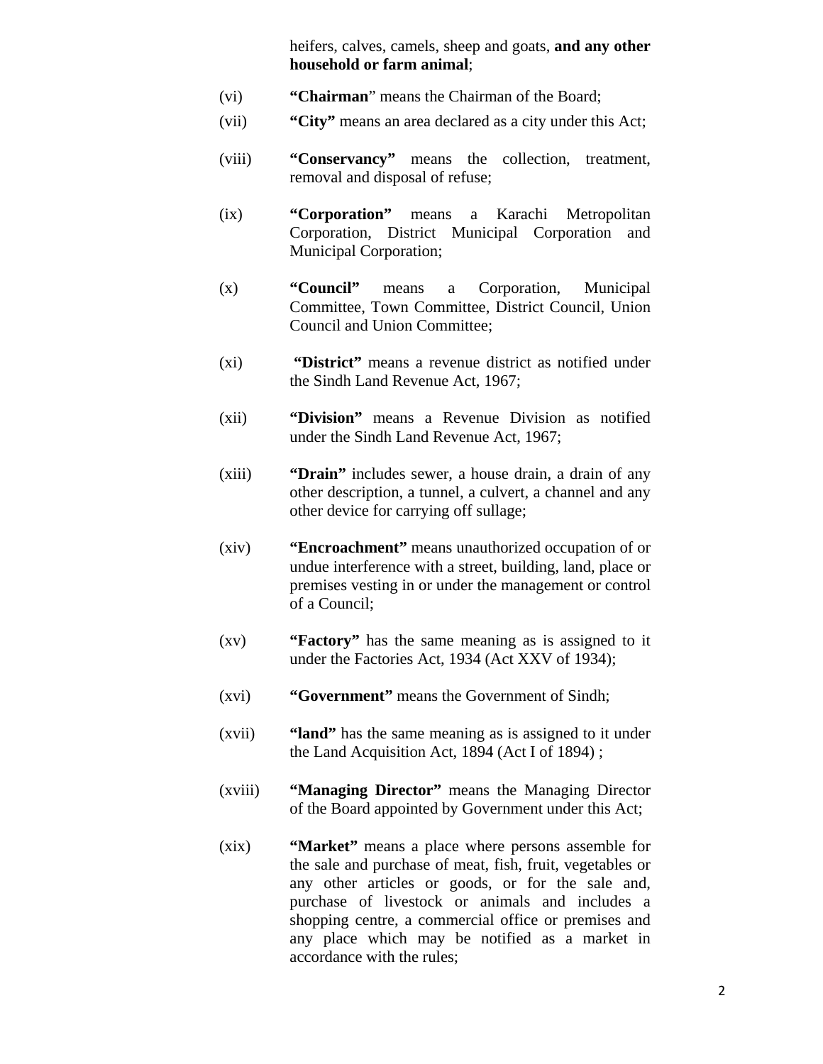heifers, calves, camels, sheep and goats, **and any other household or farm animal**;

(vi) **"Chairman**" means the Chairman of the Board;

(vii) **"City"** means an area declared as a city under this Act;

(viii) **"Conservancy"** means the collection, treatment, removal and disposal of refuse;

(ix) **"Corporation"** means a Karachi Metropolitan Corporation, District Municipal Corporation and Municipal Corporation;

(x) **"Council"** means a Corporation, Municipal Committee, Town Committee, District Council, Union Council and Union Committee;

(xi) **"District"** means a revenue district as notified under the Sindh Land Revenue Act, 1967;

(xii) **"Division"** means a Revenue Division as notified under the Sindh Land Revenue Act, 1967;

(xiii) **"Drain"** includes sewer, a house drain, a drain of any other description, a tunnel, a culvert, a channel and any other device for carrying off sullage;

(xiv) **"Encroachment"** means unauthorized occupation of or undue interference with a street, building, land, place or premises vesting in or under the management or control of a Council;

(xv) **"Factory"** has the same meaning as is assigned to it under the Factories Act, 1934 (Act XXV of 1934);

(xvi) **"Government"** means the Government of Sindh;

(xvii) **"land"** has the same meaning as is assigned to it under the Land Acquisition Act, 1894 (Act I of 1894) ;

(xviii) **"Managing Director"** means the Managing Director of the Board appointed by Government under this Act;

(xix) **"Market"** means a place where persons assemble for the sale and purchase of meat, fish, fruit, vegetables or any other articles or goods, or for the sale and, purchase of livestock or animals and includes a shopping centre, a commercial office or premises and any place which may be notified as a market in accordance with the rules;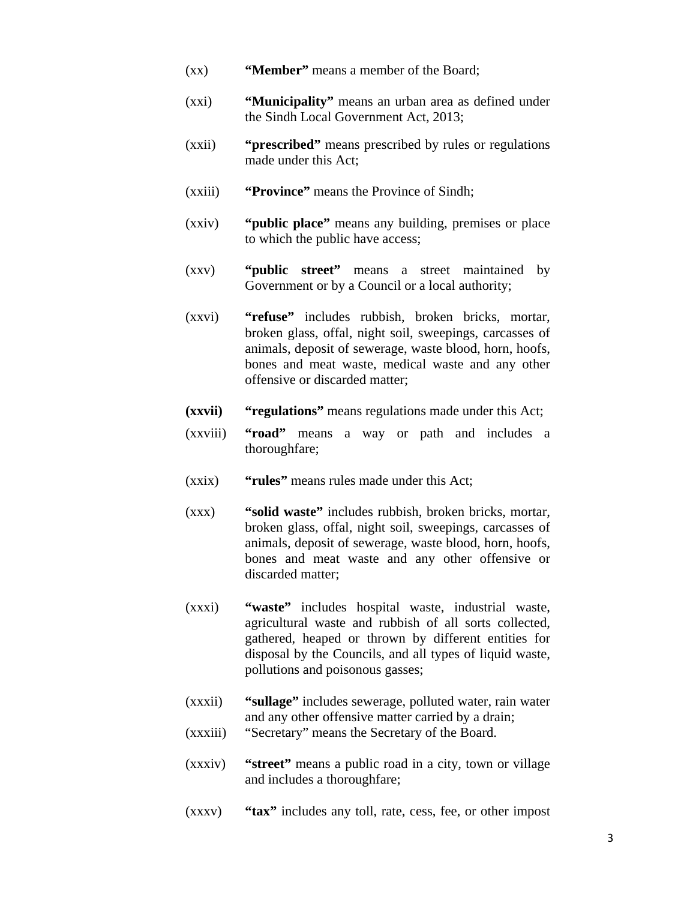(xx) **"Member"** means a member of the Board;

(xxi) **"Municipality"** means an urban area as defined under the Sindh Local Government Act, 2013;

(xxii) **"prescribed"** means prescribed by rules or regulations made under this Act;

(xxiii) **"Province"** means the Province of Sindh;

(xxiv) **"public place"** means any building, premises or place to which the public have access;

(xxv) **"public street"** means a street maintained by Government or by a Council or a local authority;

(xxvi) **"refuse"** includes rubbish, broken bricks, mortar, broken glass, offal, night soil, sweepings, carcasses of animals, deposit of sewerage, waste blood, horn, hoofs, bones and meat waste, medical waste and any other offensive or discarded matter;

**(xxvii)** **"regulations"** means regulations made under this Act;

(xxviii) **"road"** means a way or path and includes a thoroughfare;

(xxix) **"rules"** means rules made under this Act;

(xxx) **"solid waste"** includes rubbish, broken bricks, mortar, broken glass, offal, night soil, sweepings, carcasses of animals, deposit of sewerage, waste blood, horn, hoofs, bones and meat waste and any other offensive or discarded matter;

(xxxi) **"waste"** includes hospital waste, industrial waste, agricultural waste and rubbish of all sorts collected, gathered, heaped or thrown by different entities for disposal by the Councils, and all types of liquid waste, pollutions and poisonous gasses;

(xxxii) **"sullage"** includes sewerage, polluted water, rain water and any other offensive matter carried by a drain;

(xxxiii) "Secretary" means the Secretary of the Board.

(xxxiv) **"street"** means a public road in a city, town or village and includes a thoroughfare;

(xxxv) **"tax"** includes any toll, rate, cess, fee, or other impost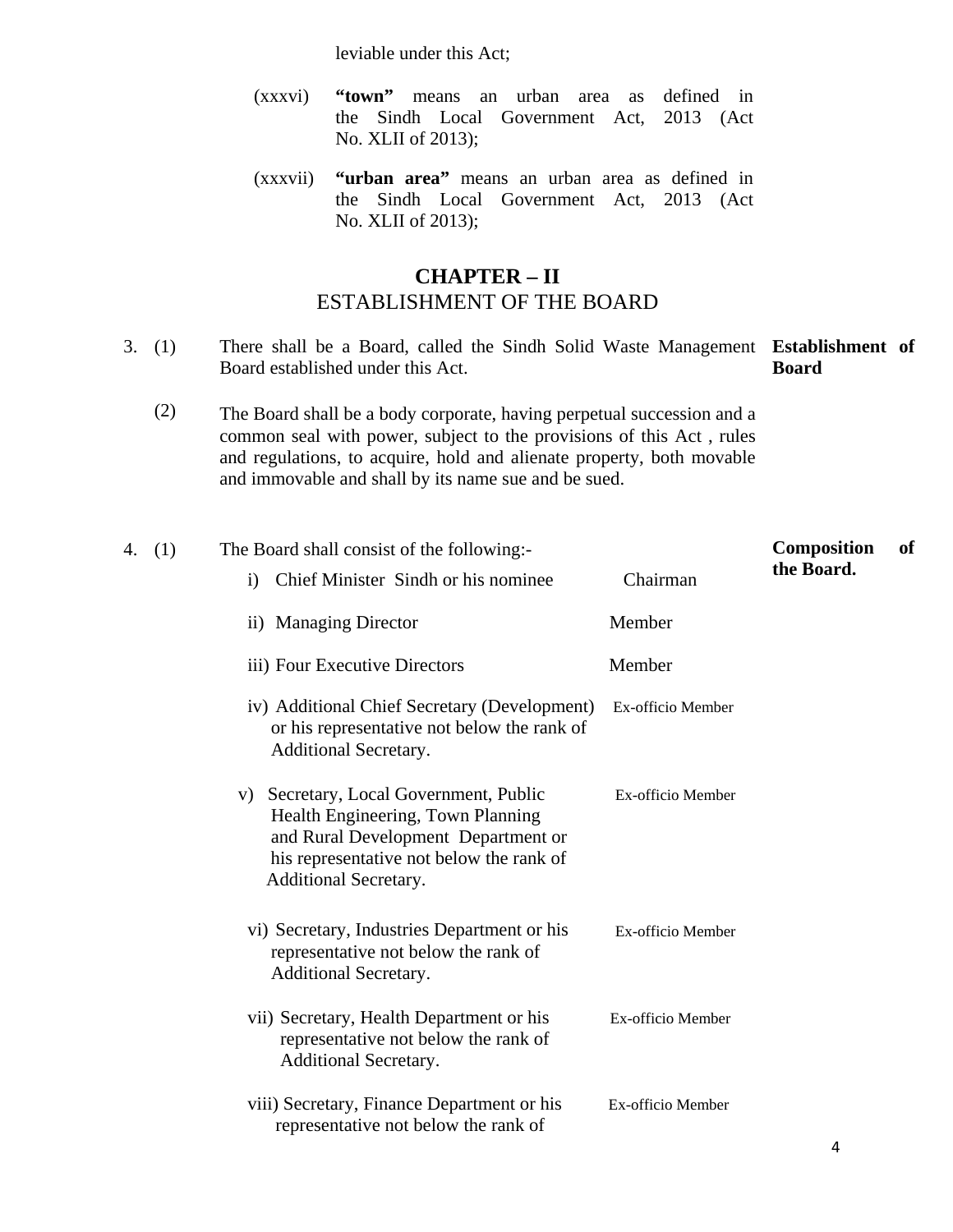leviable under this Act;

(xxxvi) **"town"** means an urban area as defined in the Sindh Local Government Act, 2013 (Act No. XLII of 2013);

(xxxvii) **"urban area"** means an urban area as defined in the Sindh Local Government Act, 2013 (Act No. XLII of 2013);

## CHAPTER – II
## ESTABLISHMENT OF THE BOARD

**Establishment of Board**

3. (1) There shall be a Board, called the Sindh Solid Waste Management Board established under this Act.

(2) The Board shall be a body corporate, having perpetual succession and a common seal with power, subject to the provisions of this Act , rules and regulations, to acquire, hold and alienate property, both movable and immovable and shall by its name sue and be sued.

**Composition of the Board.**

4. (1) The Board shall consist of the following:-

| | |
|---|---|
| i) Chief Minister Sindh or his nominee | Chairman |
| ii) Managing Director | Member |
| iii) Four Executive Directors | Member |
| iv) Additional Chief Secretary (Development) or his representative not below the rank of Additional Secretary. | Ex-officio Member |
| v) Secretary, Local Government, Public Health Engineering, Town Planning and Rural Development Department or his representative not below the rank of Additional Secretary. | Ex-officio Member |
| vi) Secretary, Industries Department or his representative not below the rank of Additional Secretary. | Ex-officio Member |
| vii) Secretary, Health Department or his representative not below the rank of Additional Secretary. | Ex-officio Member |
| viii) Secretary, Finance Department or his representative not below the rank of | Ex-officio Member |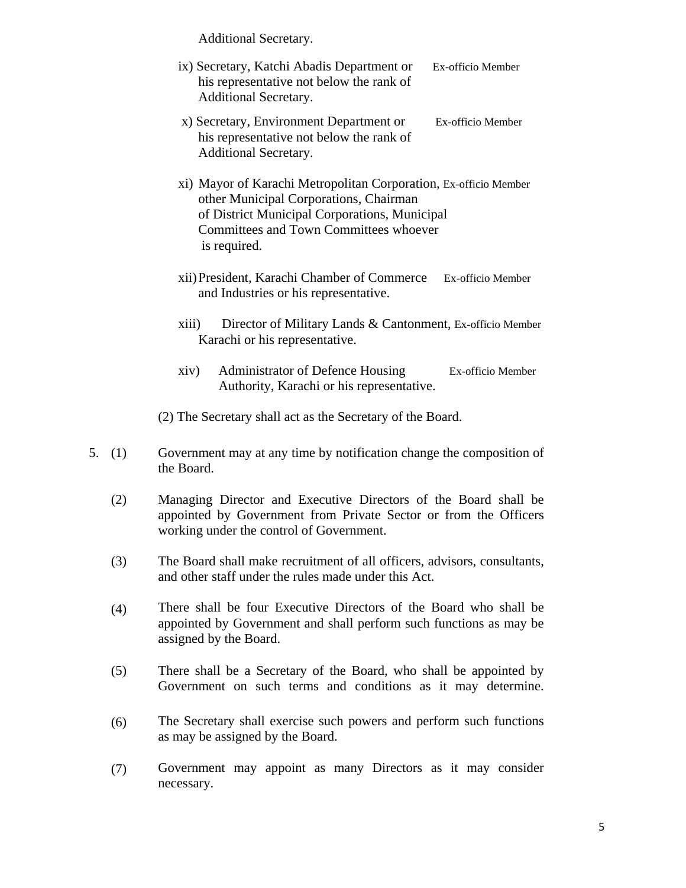Additional Secretary.

| | |
|---|---|
| ix) Secretary, Katchi Abadis Department or his representative not below the rank of Additional Secretary. | Ex-officio Member |
| x) Secretary, Environment Department or his representative not below the rank of Additional Secretary. | Ex-officio Member |
| xi) Mayor of Karachi Metropolitan Corporation, other Municipal Corporations, Chairman of District Municipal Corporations, Municipal Committees and Town Committees whoever is required. | Ex-officio Member |
| xii) President, Karachi Chamber of Commerce and Industries or his representative. | Ex-officio Member |
| xiii) Director of Military Lands & Cantonment, Karachi or his representative. | Ex-officio Member |
| xiv) Administrator of Defence Housing Authority, Karachi or his representative. | Ex-officio Member |

(2) The Secretary shall act as the Secretary of the Board.

5. (1) Government may at any time by notification change the composition of the Board.

(2) Managing Director and Executive Directors of the Board shall be appointed by Government from Private Sector or from the Officers working under the control of Government.

(3) The Board shall make recruitment of all officers, advisors, consultants, and other staff under the rules made under this Act.

(4) There shall be four Executive Directors of the Board who shall be appointed by Government and shall perform such functions as may be assigned by the Board.

(5) There shall be a Secretary of the Board, who shall be appointed by Government on such terms and conditions as it may determine.

(6) The Secretary shall exercise such powers and perform such functions as may be assigned by the Board.

(7) Government may appoint as many Directors as it may consider necessary.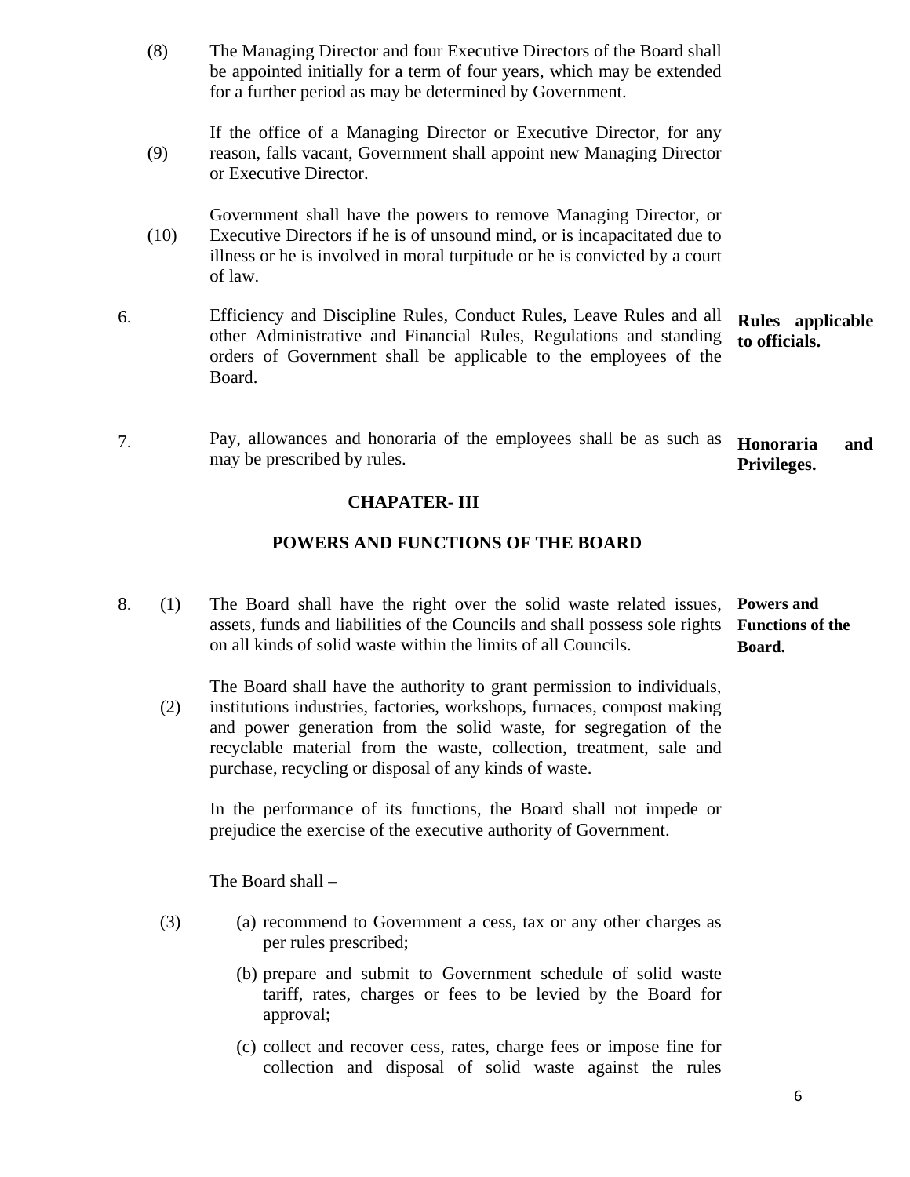(8) The Managing Director and four Executive Directors of the Board shall be appointed initially for a term of four years, which may be extended for a further period as may be determined by Government.

(9) If the office of a Managing Director or Executive Director, for any reason, falls vacant, Government shall appoint new Managing Director or Executive Director.

(10) Government shall have the powers to remove Managing Director, or Executive Directors if he is of unsound mind, or is incapacitated due to illness or he is involved in moral turpitude or he is convicted by a court of law.

**Rules applicable to officials.**

6. Efficiency and Discipline Rules, Conduct Rules, Leave Rules and all other Administrative and Financial Rules, Regulations and standing orders of Government shall be applicable to the employees of the Board.

**Honoraria and Privileges.**

7. Pay, allowances and honoraria of the employees shall be as such as may be prescribed by rules.

## CHAPATER- III

## POWERS AND FUNCTIONS OF THE BOARD

**Powers and Functions of the Board.**

8. (1) The Board shall have the right over the solid waste related issues, assets, funds and liabilities of the Councils and shall possess sole rights on all kinds of solid waste within the limits of all Councils.

(2) The Board shall have the authority to grant permission to individuals, institutions industries, factories, workshops, furnaces, compost making and power generation from the solid waste, for segregation of the recyclable material from the waste, collection, treatment, sale and purchase, recycling or disposal of any kinds of waste.

In the performance of its functions, the Board shall not impede or prejudice the exercise of the executive authority of Government.

The Board shall –

(3) (a) recommend to Government a cess, tax or any other charges as per rules prescribed;

(b) prepare and submit to Government schedule of solid waste tariff, rates, charges or fees to be levied by the Board for approval;

(c) collect and recover cess, rates, charge fees or impose fine for collection and disposal of solid waste against the rules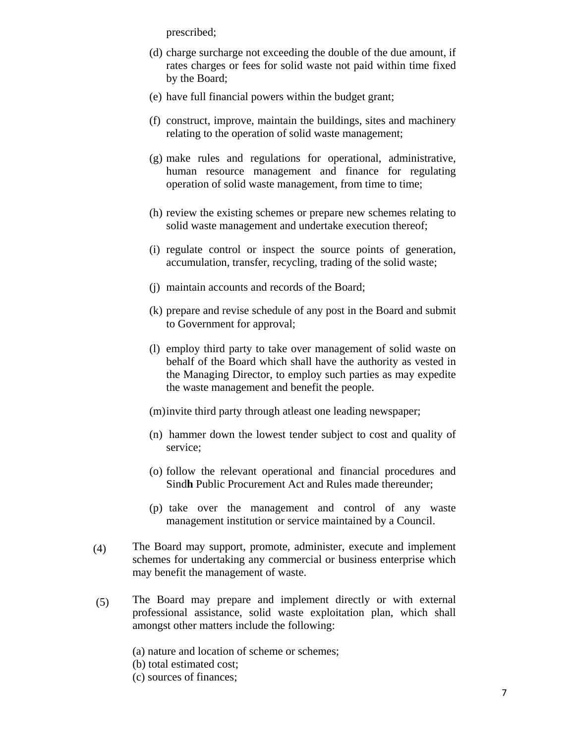prescribed;

(d) charge surcharge not exceeding the double of the due amount, if rates charges or fees for solid waste not paid within time fixed by the Board;

(e) have full financial powers within the budget grant;

(f) construct, improve, maintain the buildings, sites and machinery relating to the operation of solid waste management;

(g) make rules and regulations for operational, administrative, human resource management and finance for regulating operation of solid waste management, from time to time;

(h) review the existing schemes or prepare new schemes relating to solid waste management and undertake execution thereof;

(i) regulate control or inspect the source points of generation, accumulation, transfer, recycling, trading of the solid waste;

(j) maintain accounts and records of the Board;

(k) prepare and revise schedule of any post in the Board and submit to Government for approval;

(l) employ third party to take over management of solid waste on behalf of the Board which shall have the authority as vested in the Managing Director, to employ such parties as may expedite the waste management and benefit the people.

(m) invite third party through atleast one leading newspaper;

(n) hammer down the lowest tender subject to cost and quality of service;

(o) follow the relevant operational and financial procedures and Sind**h** Public Procurement Act and Rules made thereunder;

(p) take over the management and control of any waste management institution or service maintained by a Council.

(4) The Board may support, promote, administer, execute and implement schemes for undertaking any commercial or business enterprise which may benefit the management of waste.

(5) The Board may prepare and implement directly or with external professional assistance, solid waste exploitation plan, which shall amongst other matters include the following:

(a) nature and location of scheme or schemes;
(b) total estimated cost;
(c) sources of finances;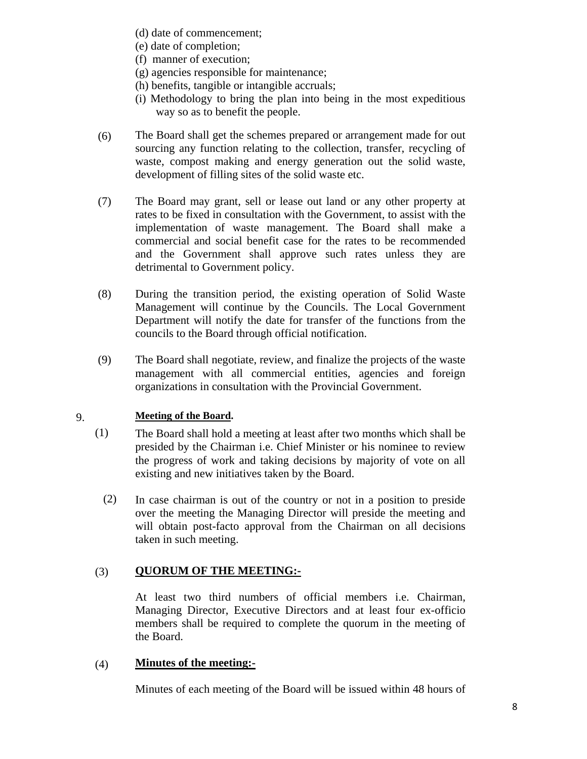(d) date of commencement;
(e) date of completion;
(f) manner of execution;
(g) agencies responsible for maintenance;
(h) benefits, tangible or intangible accruals;
(i) Methodology to bring the plan into being in the most expeditious way so as to benefit the people.

(6) The Board shall get the schemes prepared or arrangement made for out sourcing any function relating to the collection, transfer, recycling of waste, compost making and energy generation out the solid waste, development of filling sites of the solid waste etc.

(7) The Board may grant, sell or lease out land or any other property at rates to be fixed in consultation with the Government, to assist with the implementation of waste management. The Board shall make a commercial and social benefit case for the rates to be recommended and the Government shall approve such rates unless they are detrimental to Government policy.

(8) During the transition period, the existing operation of Solid Waste Management will continue by the Councils. The Local Government Department will notify the date for transfer of the functions from the councils to the Board through official notification.

(9) The Board shall negotiate, review, and finalize the projects of the waste management with all commercial entities, agencies and foreign organizations in consultation with the Provincial Government.

9. **Meeting of the Board.**

(1) The Board shall hold a meeting at least after two months which shall be presided by the Chairman i.e. Chief Minister or his nominee to review the progress of work and taking decisions by majority of vote on all existing and new initiatives taken by the Board.

(2) In case chairman is out of the country or not in a position to preside over the meeting the Managing Director will preside the meeting and will obtain post-facto approval from the Chairman on all decisions taken in such meeting.

(3) **QUORUM OF THE MEETING:-**

At least two third numbers of official members i.e. Chairman, Managing Director, Executive Directors and at least four ex-officio members shall be required to complete the quorum in the meeting of the Board.

(4) **Minutes of the meeting:-**

Minutes of each meeting of the Board will be issued within 48 hours of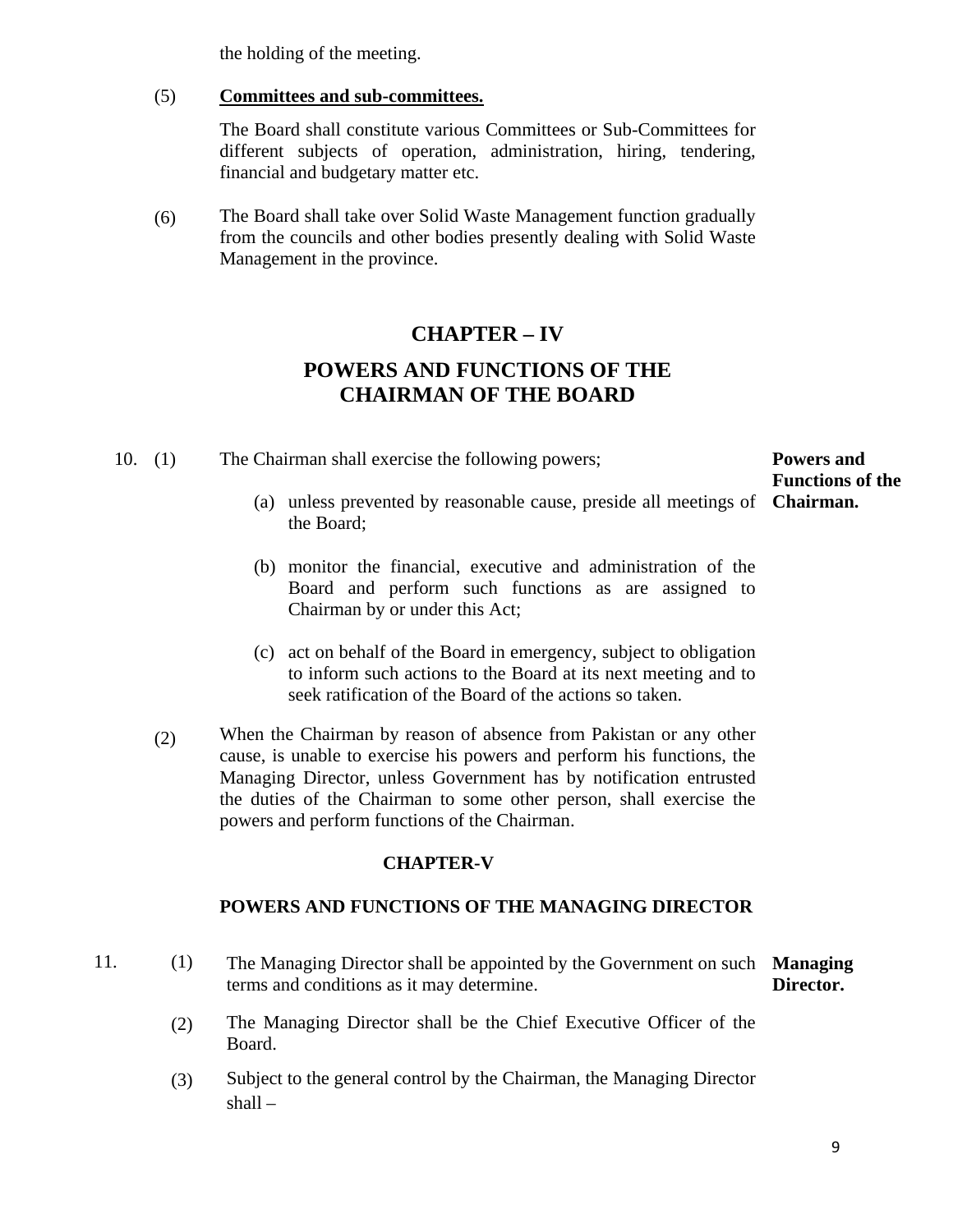the holding of the meeting.

(5) **<u>Committees and sub-committees.</u>**

The Board shall constitute various Committees or Sub-Committees for different subjects of operation, administration, hiring, tendering, financial and budgetary matter etc.

(6) The Board shall take over Solid Waste Management function gradually from the councils and other bodies presently dealing with Solid Waste Management in the province.

## CHAPTER – IV

## POWERS AND FUNCTIONS OF THE CHAIRMAN OF THE BOARD

**Powers and Functions of the Chairman.**

10. (1) The Chairman shall exercise the following powers;

(a) unless prevented by reasonable cause, preside all meetings of the Board;

(b) monitor the financial, executive and administration of the Board and perform such functions as are assigned to Chairman by or under this Act;

(c) act on behalf of the Board in emergency, subject to obligation to inform such actions to the Board at its next meeting and to seek ratification of the Board of the actions so taken.

(2) When the Chairman by reason of absence from Pakistan or any other cause, is unable to exercise his powers and perform his functions, the Managing Director, unless Government has by notification entrusted the duties of the Chairman to some other person, shall exercise the powers and perform functions of the Chairman.

### CHAPTER-V

### POWERS AND FUNCTIONS OF THE MANAGING DIRECTOR

**Managing Director.**

11. (1) The Managing Director shall be appointed by the Government on such terms and conditions as it may determine.

(2) The Managing Director shall be the Chief Executive Officer of the Board.

(3) Subject to the general control by the Chairman, the Managing Director shall –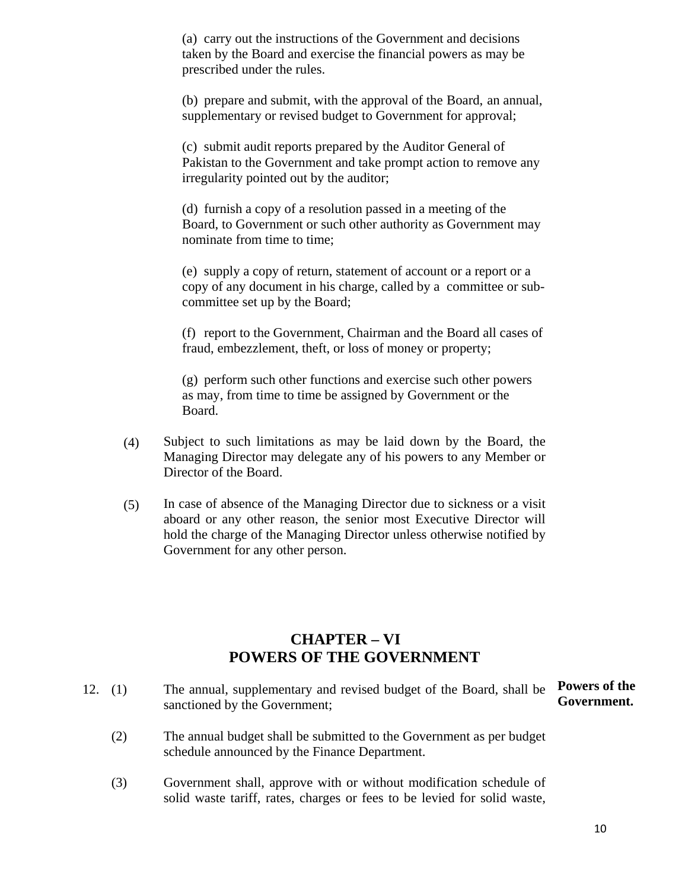(a) carry out the instructions of the Government and decisions taken by the Board and exercise the financial powers as may be prescribed under the rules.

(b) prepare and submit, with the approval of the Board, an annual, supplementary or revised budget to Government for approval;

(c) submit audit reports prepared by the Auditor General of Pakistan to the Government and take prompt action to remove any irregularity pointed out by the auditor;

(d) furnish a copy of a resolution passed in a meeting of the Board, to Government or such other authority as Government may nominate from time to time;

(e) supply a copy of return, statement of account or a report or a copy of any document in his charge, called by a committee or sub-committee set up by the Board;

(f) report to the Government, Chairman and the Board all cases of fraud, embezzlement, theft, or loss of money or property;

(g) perform such other functions and exercise such other powers as may, from time to time be assigned by Government or the Board.

(4) Subject to such limitations as may be laid down by the Board, the Managing Director may delegate any of his powers to any Member or Director of the Board.

(5) In case of absence of the Managing Director due to sickness or a visit aboard or any other reason, the senior most Executive Director will hold the charge of the Managing Director unless otherwise notified by Government for any other person.

## CHAPTER – VI
## POWERS OF THE GOVERNMENT

**Powers of the Government.**

12. (1) The annual, supplementary and revised budget of the Board, shall be sanctioned by the Government;

(2) The annual budget shall be submitted to the Government as per budget schedule announced by the Finance Department.

(3) Government shall, approve with or without modification schedule of solid waste tariff, rates, charges or fees to be levied for solid waste,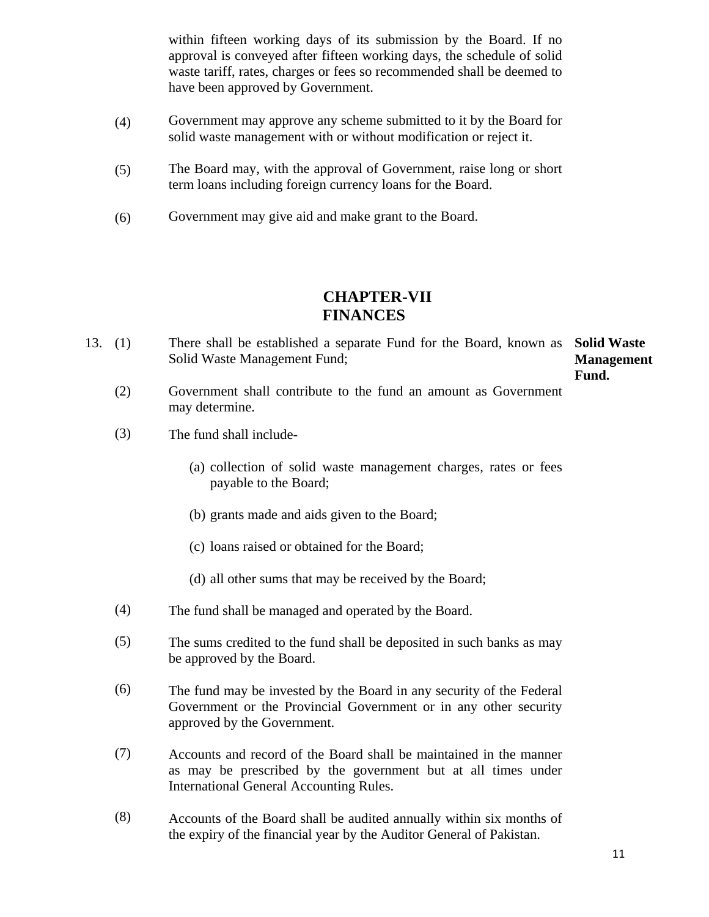within fifteen working days of its submission by the Board. If no approval is conveyed after fifteen working days, the schedule of solid waste tariff, rates, charges or fees so recommended shall be deemed to have been approved by Government.

(4) Government may approve any scheme submitted to it by the Board for solid waste management with or without modification or reject it.

(5) The Board may, with the approval of Government, raise long or short term loans including foreign currency loans for the Board.

(6) Government may give aid and make grant to the Board.

## CHAPTER-VII
## FINANCES

**Solid Waste Management Fund.**

13. (1) There shall be established a separate Fund for the Board, known as Solid Waste Management Fund;

(2) Government shall contribute to the fund an amount as Government may determine.

(3) The fund shall include-

(a) collection of solid waste management charges, rates or fees payable to the Board;

(b) grants made and aids given to the Board;

(c) loans raised or obtained for the Board;

(d) all other sums that may be received by the Board;

(4) The fund shall be managed and operated by the Board.

(5) The sums credited to the fund shall be deposited in such banks as may be approved by the Board.

(6) The fund may be invested by the Board in any security of the Federal Government or the Provincial Government or in any other security approved by the Government.

(7) Accounts and record of the Board shall be maintained in the manner as may be prescribed by the government but at all times under International General Accounting Rules.

(8) Accounts of the Board shall be audited annually within six months of the expiry of the financial year by the Auditor General of Pakistan.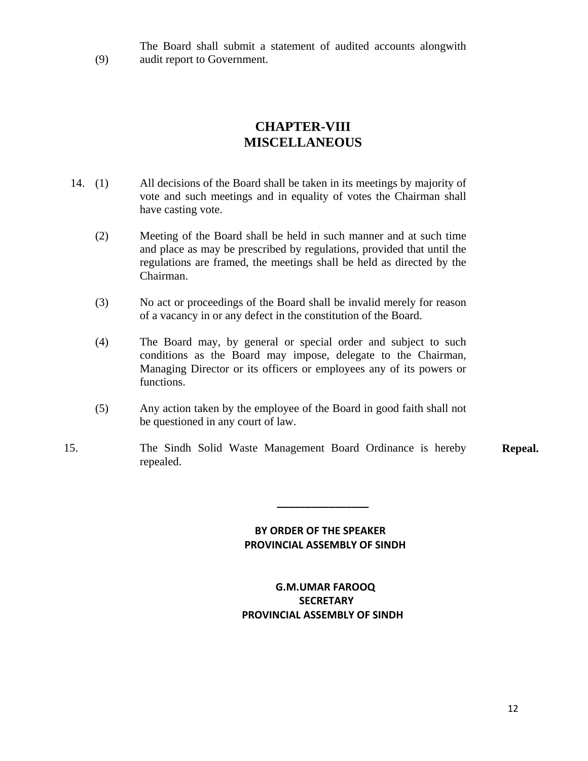(9) The Board shall submit a statement of audited accounts alongwith audit report to Government.

## CHAPTER-VIII
## MISCELLANEOUS

14. (1) All decisions of the Board shall be taken in its meetings by majority of vote and such meetings and in equality of votes the Chairman shall have casting vote.

(2) Meeting of the Board shall be held in such manner and at such time and place as may be prescribed by regulations, provided that until the regulations are framed, the meetings shall be held as directed by the Chairman.

(3) No act or proceedings of the Board shall be invalid merely for reason of a vacancy in or any defect in the constitution of the Board.

(4) The Board may, by general or special order and subject to such conditions as the Board may impose, delegate to the Chairman, Managing Director or its officers or employees any of its powers or functions.

(5) Any action taken by the employee of the Board in good faith shall not be questioned in any court of law.

15. The Sindh Solid Waste Management Board Ordinance is hereby repealed. **Repeal.**

---

**BY ORDER OF THE SPEAKER**
**PROVINCIAL ASSEMBLY OF SINDH**

**G.M.UMAR FAROOQ**
**SECRETARY**
**PROVINCIAL ASSEMBLY OF SINDH**